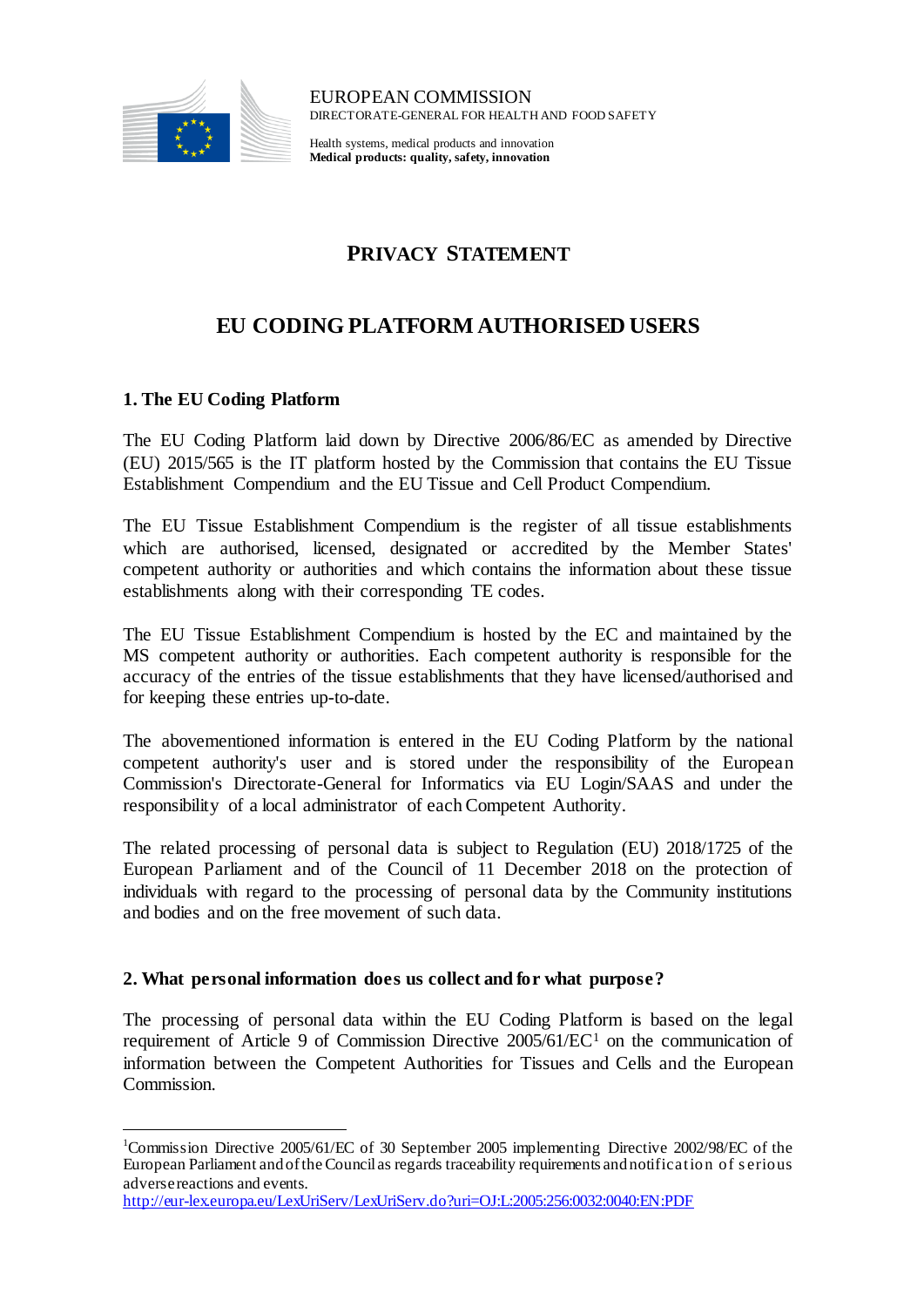EUROPEAN COMMISSION
DIRECTORATE-GENERAL FOR HEALTH AND FOOD SAFETY

Health systems, medical products and innovation
**Medical products: quality, safety, innovation**

# PRIVACY STATEMENT

# EU CODING PLATFORM AUTHORISED USERS

## 1. The EU Coding Platform

The EU Coding Platform laid down by Directive 2006/86/EC as amended by Directive (EU) 2015/565 is the IT platform hosted by the Commission that contains the EU Tissue Establishment Compendium and the EU Tissue and Cell Product Compendium.

The EU Tissue Establishment Compendium is the register of all tissue establishments which are authorised, licensed, designated or accredited by the Member States' competent authority or authorities and which contains the information about these tissue establishments along with their corresponding TE codes.

The EU Tissue Establishment Compendium is hosted by the EC and maintained by the MS competent authority or authorities. Each competent authority is responsible for the accuracy of the entries of the tissue establishments that they have licensed/authorised and for keeping these entries up-to-date.

The abovementioned information is entered in the EU Coding Platform by the national competent authority's user and is stored under the responsibility of the European Commission's Directorate-General for Informatics via EU Login/SAAS and under the responsibility of a local administrator of each Competent Authority.

The related processing of personal data is subject to Regulation (EU) 2018/1725 of the European Parliament and of the Council of 11 December 2018 on the protection of individuals with regard to the processing of personal data by the Community institutions and bodies and on the free movement of such data.

## 2. What personal information does us collect and for what purpose?

The processing of personal data within the EU Coding Platform is based on the legal requirement of Article 9 of Commission Directive 2005/61/EC[1] on the communication of information between the Competent Authorities for Tissues and Cells and the European Commission.

---

[1] Commission Directive 2005/61/EC of 30 September 2005 implementing Directive 2002/98/EC of the European Parliament and of the Council as regards traceability requirements and notification of serious adverse reactions and events.
http://eur-lex.europa.eu/LexUriServ/LexUriServ.do?uri=OJ:L:2005:256:0032:0040:EN:PDF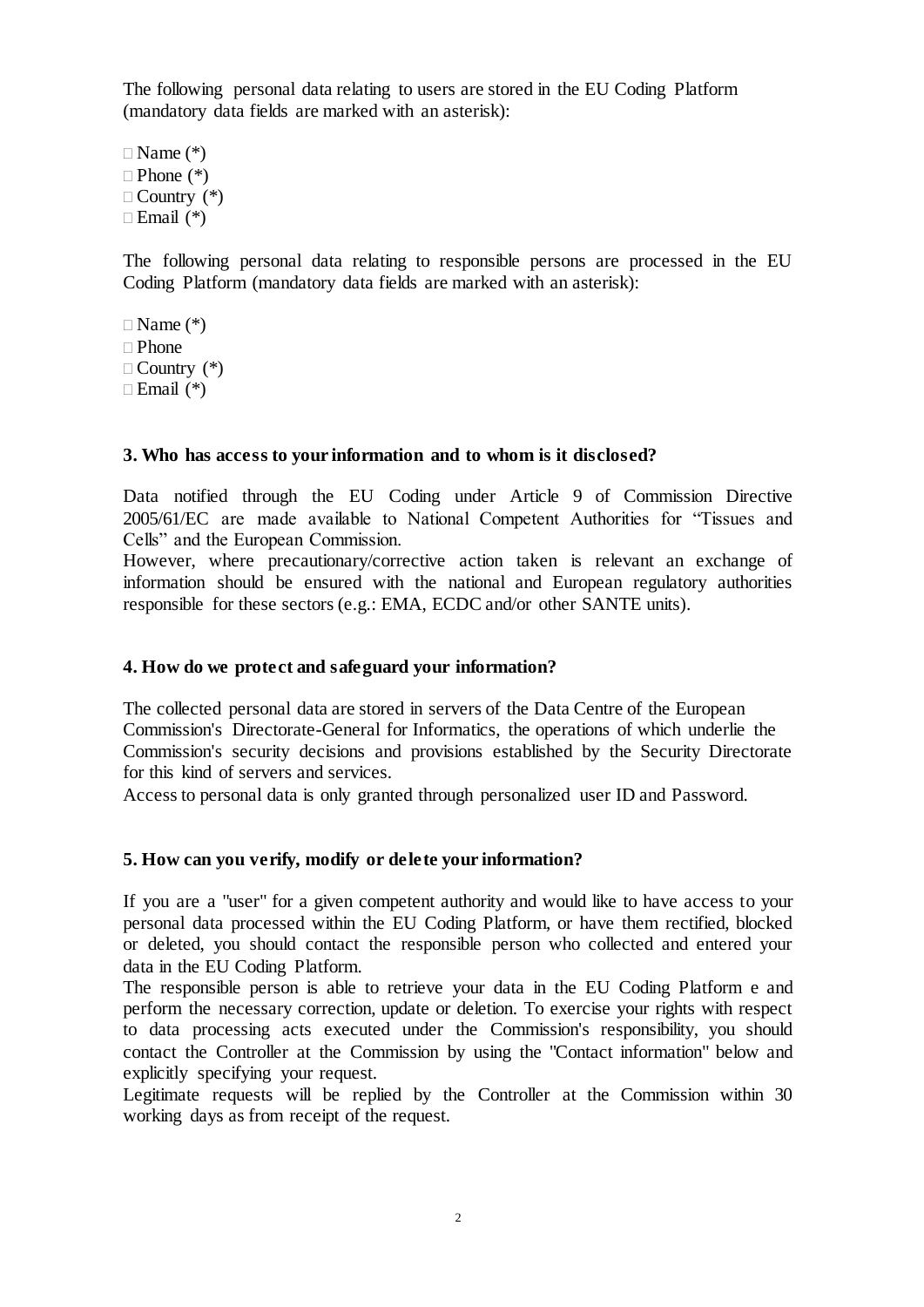The following personal data relating to users are stored in the EU Coding Platform (mandatory data fields are marked with an asterisk):

- Name (*)
- Phone (*)
- Country (*)
- Email (*)

The following personal data relating to responsible persons are processed in the EU Coding Platform (mandatory data fields are marked with an asterisk):

- Name (*)
- Phone
- Country (*)
- Email (*)

**3. Who has access to your information and to whom is it disclosed?**

Data notified through the EU Coding under Article 9 of Commission Directive 2005/61/EC are made available to National Competent Authorities for "Tissues and Cells" and the European Commission.
However, where precautionary/corrective action taken is relevant an exchange of information should be ensured with the national and European regulatory authorities responsible for these sectors (e.g.: EMA, ECDC and/or other SANTE units).

**4. How do we protect and safeguard your information?**

The collected personal data are stored in servers of the Data Centre of the European Commission's Directorate-General for Informatics, the operations of which underlie the Commission's security decisions and provisions established by the Security Directorate for this kind of servers and services.
Access to personal data is only granted through personalized user ID and Password.

**5. How can you verify, modify or delete your information?**

If you are a "user" for a given competent authority and would like to have access to your personal data processed within the EU Coding Platform, or have them rectified, blocked or deleted, you should contact the responsible person who collected and entered your data in the EU Coding Platform.
The responsible person is able to retrieve your data in the EU Coding Platform e and perform the necessary correction, update or deletion. To exercise your rights with respect to data processing acts executed under the Commission's responsibility, you should contact the Controller at the Commission by using the "Contact information" below and explicitly specifying your request.
Legitimate requests will be replied by the Controller at the Commission within 30 working days as from receipt of the request.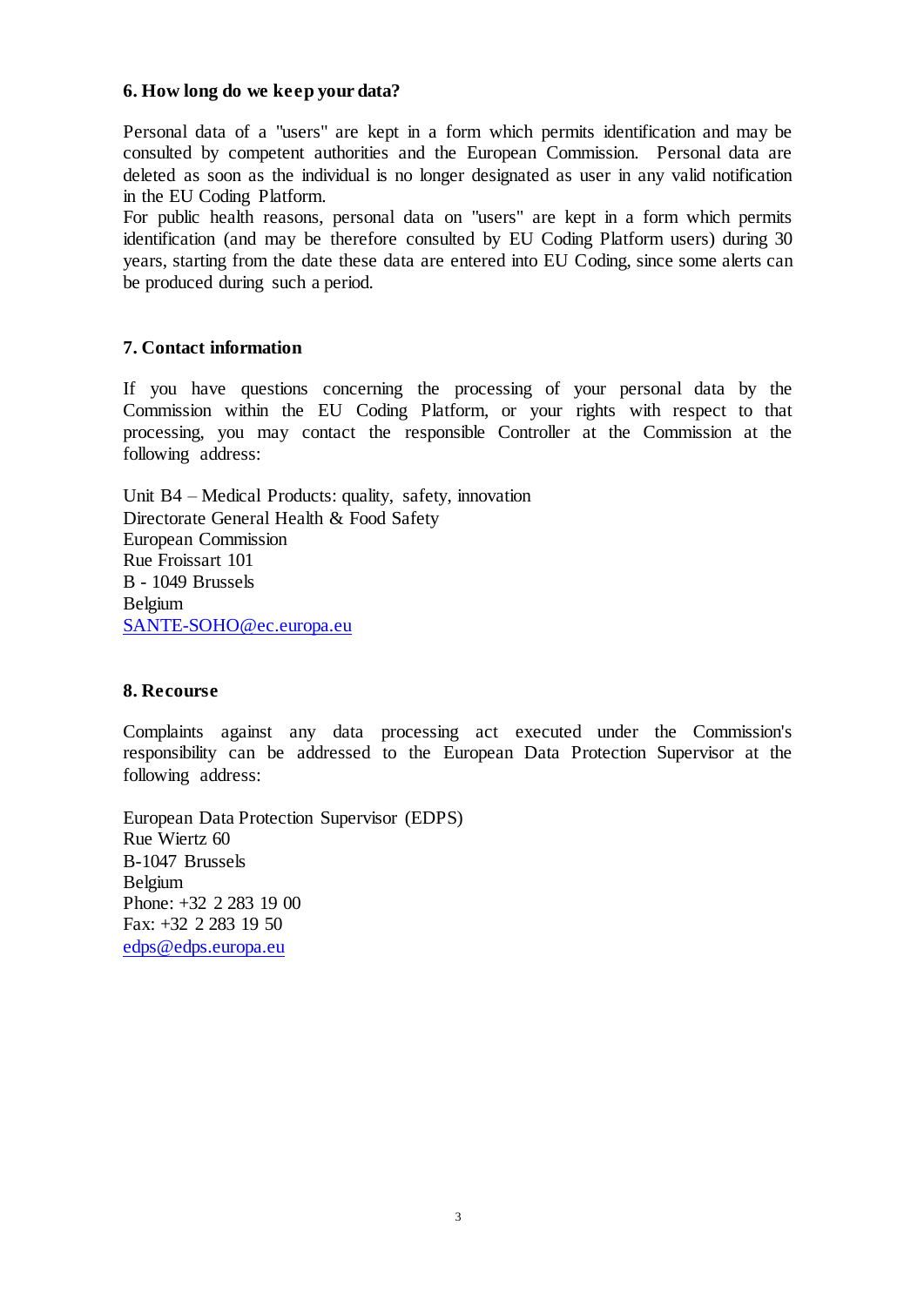## 6. How long do we keep your data?

Personal data of a "users" are kept in a form which permits identification and may be consulted by competent authorities and the European Commission. Personal data are deleted as soon as the individual is no longer designated as user in any valid notification in the EU Coding Platform.
For public health reasons, personal data on "users" are kept in a form which permits identification (and may be therefore consulted by EU Coding Platform users) during 30 years, starting from the date these data are entered into EU Coding, since some alerts can be produced during such a period.

## 7. Contact information

If you have questions concerning the processing of your personal data by the Commission within the EU Coding Platform, or your rights with respect to that processing, you may contact the responsible Controller at the Commission at the following address:

Unit B4 – Medical Products: quality, safety, innovation
Directorate General Health & Food Safety
European Commission
Rue Froissart 101
B - 1049 Brussels
Belgium
SANTE-SOHO@ec.europa.eu

## 8. Recourse

Complaints against any data processing act executed under the Commission's responsibility can be addressed to the European Data Protection Supervisor at the following address:

European Data Protection Supervisor (EDPS)
Rue Wiertz 60
B-1047 Brussels
Belgium
Phone: +32 2 283 19 00
Fax: +32 2 283 19 50
edps@edps.europa.eu